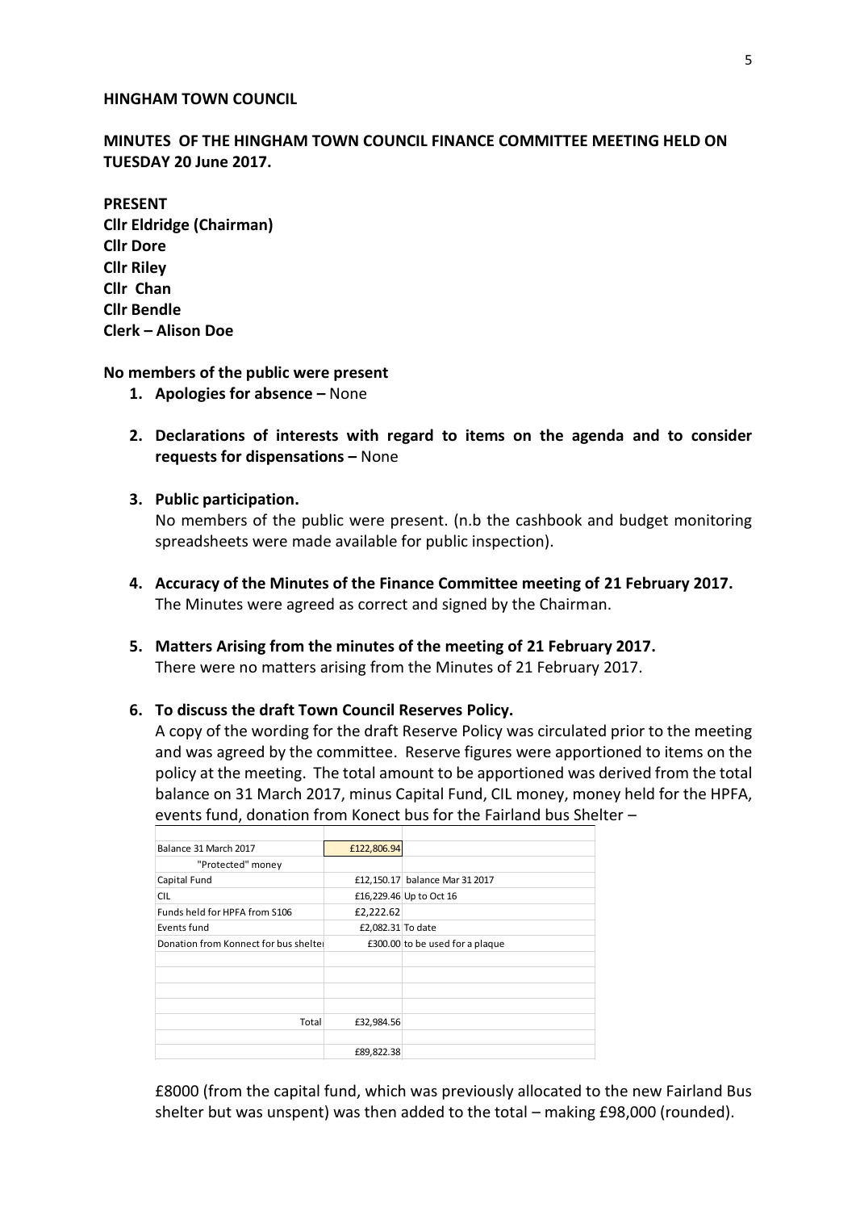**HINGHAM TOWN COUNCIL**

**MINUTES OF THE HINGHAM TOWN COUNCIL FINANCE COMMITTEE MEETING HELD ON TUESDAY 20 June 2017.**

**PRESENT**
**Cllr Eldridge (Chairman)**
**Cllr Dore**
**Cllr Riley**
**Cllr Chan**
**Cllr Bendle**
**Clerk – Alison Doe**

**No members of the public were present**

1. **Apologies for absence –** None

2. **Declarations of interests with regard to items on the agenda and to consider requests for dispensations –** None

3. **Public participation.**
   No members of the public were present. (n.b the cashbook and budget monitoring spreadsheets were made available for public inspection).

4. **Accuracy of the Minutes of the Finance Committee meeting of 21 February 2017.**
   The Minutes were agreed as correct and signed by the Chairman.

5. **Matters Arising from the minutes of the meeting of 21 February 2017.**
   There were no matters arising from the Minutes of 21 February 2017.

6. **To discuss the draft Town Council Reserves Policy.**
   A copy of the wording for the draft Reserve Policy was circulated prior to the meeting and was agreed by the committee. Reserve figures were apportioned to items on the policy at the meeting. The total amount to be apportioned was derived from the total balance on 31 March 2017, minus Capital Fund, CIL money, money held for the HPFA, events fund, donation from Konect bus for the Fairland bus Shelter –

| | | |
|---|---|---|
| Balance 31 March 2017 | £122,806.94 | |
| "Protected" money | | |
| Capital Fund | £12,150.17 | balance Mar 31 2017 |
| CIL | £16,229.46 | Up to Oct 16 |
| Funds held for HPFA from S106 | £2,222.62 | |
| Events fund | £2,082.31 | To date |
| Donation from Konnect for bus shelter | £300.00 | to be used for a plaque |
| | | |
| | | |
| | | |
| | | |
| Total | £32,984.56 | |
| | | |
| | £89,822.38 | |

£8000 (from the capital fund, which was previously allocated to the new Fairland Bus shelter but was unspent) was then added to the total – making £98,000 (rounded).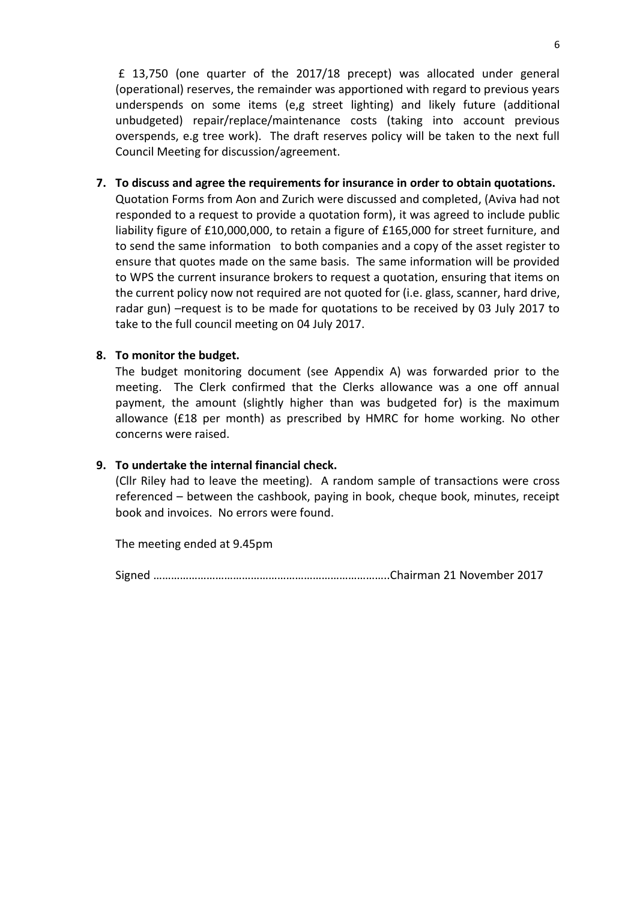£ 13,750 (one quarter of the 2017/18 precept) was allocated under general (operational) reserves, the remainder was apportioned with regard to previous years underspends on some items (e,g street lighting) and likely future (additional unbudgeted) repair/replace/maintenance costs (taking into account previous overspends, e.g tree work). The draft reserves policy will be taken to the next full Council Meeting for discussion/agreement.

**7. To discuss and agree the requirements for insurance in order to obtain quotations.**

Quotation Forms from Aon and Zurich were discussed and completed, (Aviva had not responded to a request to provide a quotation form), it was agreed to include public liability figure of £10,000,000, to retain a figure of £165,000 for street furniture, and to send the same information to both companies and a copy of the asset register to ensure that quotes made on the same basis. The same information will be provided to WPS the current insurance brokers to request a quotation, ensuring that items on the current policy now not required are not quoted for (i.e. glass, scanner, hard drive, radar gun) –request is to be made for quotations to be received by 03 July 2017 to take to the full council meeting on 04 July 2017.

**8. To monitor the budget.**

The budget monitoring document (see Appendix A) was forwarded prior to the meeting. The Clerk confirmed that the Clerks allowance was a one off annual payment, the amount (slightly higher than was budgeted for) is the maximum allowance (£18 per month) as prescribed by HMRC for home working. No other concerns were raised.

**9. To undertake the internal financial check.**

(Cllr Riley had to leave the meeting). A random sample of transactions were cross referenced – between the cashbook, paying in book, cheque book, minutes, receipt book and invoices. No errors were found.

The meeting ended at 9.45pm

Signed …………………………………………………………………..Chairman 21 November 2017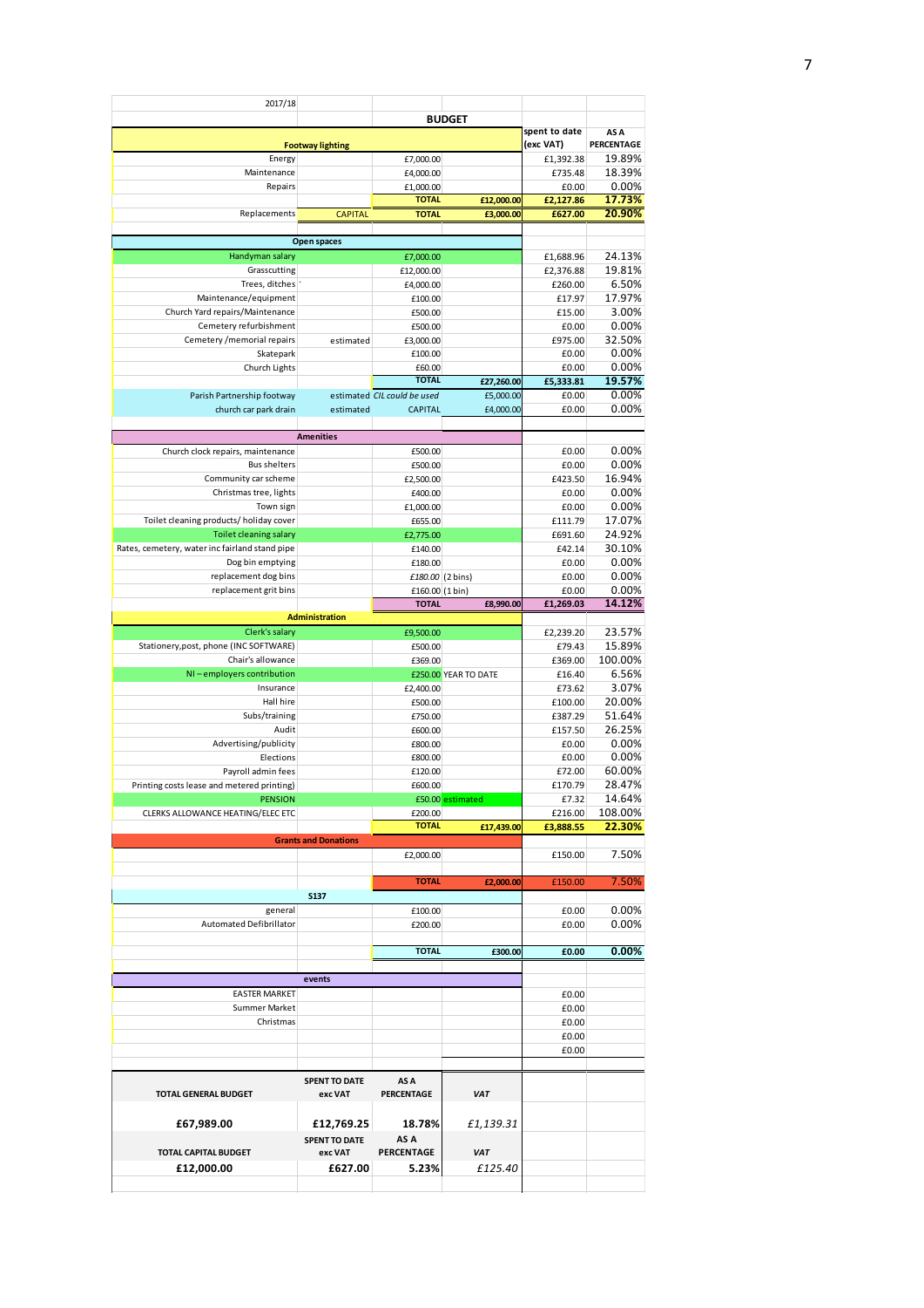| 2017/18 | | | | | |
|---|---|---|---|---|---|
| | | BUDGET | | | |
| Footway lighting | | | | spent to date (exc VAT) | AS A PERCENTAGE |
| Energy | | £7,000.00 | | £1,392.38 | 19.89% |
| Maintenance | | £4,000.00 | | £735.48 | 18.39% |
| Repairs | | £1,000.00 | | £0.00 | 0.00% |
| | | TOTAL | £12,000.00 | £2,127.86 | 17.73% |
| Replacements | CAPITAL | TOTAL | £3,000.00 | £627.00 | 20.90% |
| | | | | | |
| Open spaces | | | | | |
| Handyman salary | | £7,000.00 | | £1,688.96 | 24.13% |
| Grasscutting | | £12,000.00 | | £2,376.88 | 19.81% |
| Trees, ditches | | £4,000.00 | | £260.00 | 6.50% |
| Maintenance/equipment | | £100.00 | | £17.97 | 17.97% |
| Church Yard repairs/Maintenance | | £500.00 | | £15.00 | 3.00% |
| Cemetery refurbishment | | £500.00 | | £0.00 | 0.00% |
| Cemetery /memorial repairs | estimated | £3,000.00 | | £975.00 | 32.50% |
| Skatepark | | £100.00 | | £0.00 | 0.00% |
| Church Lights | | £60.00 | | £0.00 | 0.00% |
| | | TOTAL | £27,260.00 | £5,333.81 | 19.57% |
| Parish Partnership footway | estimated | *CIL could be used* | £5,000.00 | £0.00 | 0.00% |
| church car park drain | estimated | CAPITAL | £4,000.00 | £0.00 | 0.00% |
| | | | | | |
| Amenities | | | | | |
| Church clock repairs, maintenance | | £500.00 | | £0.00 | 0.00% |
| Bus shelters | | £500.00 | | £0.00 | 0.00% |
| Community car scheme | | £2,500.00 | | £423.50 | 16.94% |
| Christmas tree, lights | | £400.00 | | £0.00 | 0.00% |
| Town sign | | £1,000.00 | | £0.00 | 0.00% |
| Toilet cleaning products/ holiday cover | | £655.00 | | £111.79 | 17.07% |
| Toilet cleaning salary | | £2,775.00 | | £691.60 | 24.92% |
| Rates, cemetery, water inc fairland stand pipe | | £140.00 | | £42.14 | 30.10% |
| Dog bin emptying | | £180.00 | | £0.00 | 0.00% |
| replacement dog bins | | *£180.00* (2 bins) | | £0.00 | 0.00% |
| replacement grit bins | | £160.00 (1 bin) | | £0.00 | 0.00% |
| | | TOTAL | £8,990.00 | £1,269.03 | 14.12% |
| Administration | | | | | |
| Clerk's salary | | £9,500.00 | | £2,239.20 | 23.57% |
| Stationery,post, phone (INC SOFTWARE) | | £500.00 | | £79.43 | 15.89% |
| Chair's allowance | | £369.00 | | £369.00 | 100.00% |
| NI – employers contribution | | £250.00 | YEAR TO DATE | £16.40 | 6.56% |
| Insurance | | £2,400.00 | | £73.62 | 3.07% |
| Hall hire | | £500.00 | | £100.00 | 20.00% |
| Subs/training | | £750.00 | | £387.29 | 51.64% |
| Audit | | £600.00 | | £157.50 | 26.25% |
| Advertising/publicity | | £800.00 | | £0.00 | 0.00% |
| Elections | | £800.00 | | £0.00 | 0.00% |
| Payroll admin fees | | £120.00 | | £72.00 | 60.00% |
| Printing costs lease and metered printing) | | £600.00 | | £170.79 | 28.47% |
| PENSION | | £50.00 | estimated | £7.32 | 14.64% |
| CLERKS ALLOWANCE HEATING/ELEC ETC | | £200.00 | | £216.00 | 108.00% |
| | | TOTAL | £17,439.00 | £3,888.55 | 22.30% |
| Grants and Donations | | | | | |
| | | £2,000.00 | | £150.00 | 7.50% |
| | | TOTAL | £2,000.00 | £150.00 | 7.50% |
| S137 | | | | | |
| general | | £100.00 | | £0.00 | 0.00% |
| Automated Defibrillator | | £200.00 | | £0.00 | 0.00% |
| | | TOTAL | £300.00 | £0.00 | 0.00% |
| | | | | | |
| events | | | | | |
| EASTER MARKET | | | | £0.00 | |
| Summer Market | | | | £0.00 | |
| Christmas | | | | £0.00 | |
| | | | | £0.00 | |
| | | | | £0.00 | |

| TOTAL GENERAL BUDGET | SPENT TO DATE exc VAT | AS A PERCENTAGE | VAT |
|---|---|---|---|
| £67,989.00 | £12,769.25 | 18.78% | *£1,139.31* |
| **TOTAL CAPITAL BUDGET** | **SPENT TO DATE exc VAT** | **AS A PERCENTAGE** | ***VAT*** |
| £12,000.00 | £627.00 | 5.23% | *£125.40* |